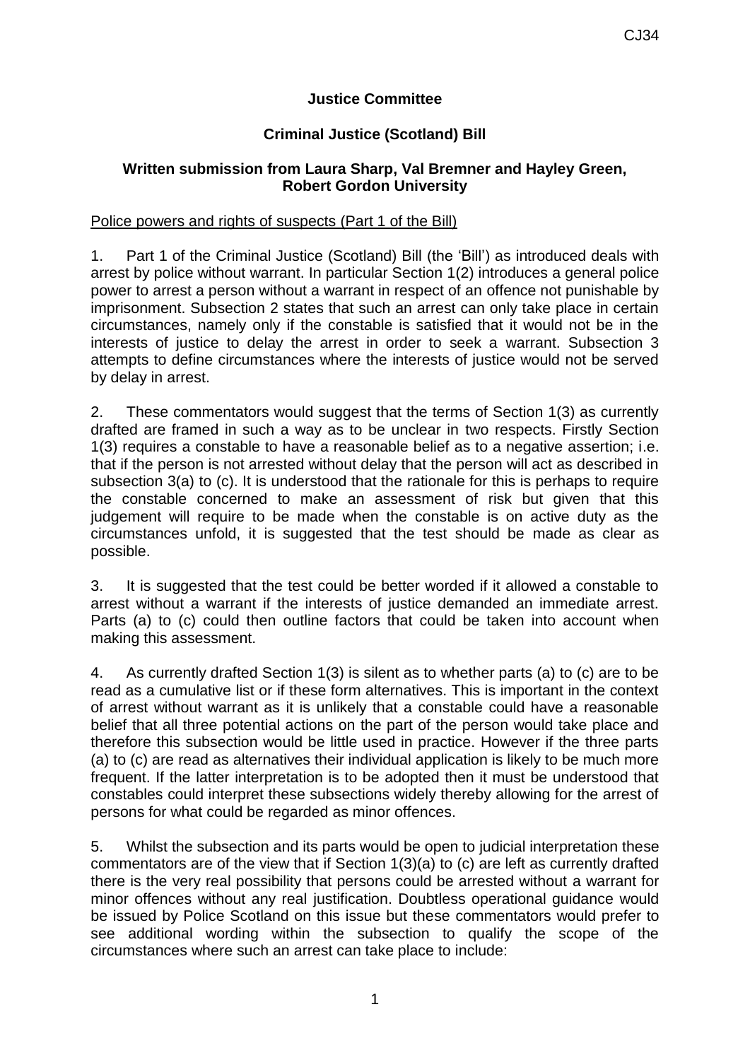**Justice Committee**

**Criminal Justice (Scotland) Bill**

**Written submission from Laura Sharp, Val Bremner and Hayley Green, Robert Gordon University**

Police powers and rights of suspects (Part 1 of the Bill)

1. Part 1 of the Criminal Justice (Scotland) Bill (the 'Bill') as introduced deals with arrest by police without warrant. In particular Section 1(2) introduces a general police power to arrest a person without a warrant in respect of an offence not punishable by imprisonment. Subsection 2 states that such an arrest can only take place in certain circumstances, namely only if the constable is satisfied that it would not be in the interests of justice to delay the arrest in order to seek a warrant. Subsection 3 attempts to define circumstances where the interests of justice would not be served by delay in arrest.

2. These commentators would suggest that the terms of Section 1(3) as currently drafted are framed in such a way as to be unclear in two respects. Firstly Section 1(3) requires a constable to have a reasonable belief as to a negative assertion; i.e. that if the person is not arrested without delay that the person will act as described in subsection 3(a) to (c). It is understood that the rationale for this is perhaps to require the constable concerned to make an assessment of risk but given that this judgement will require to be made when the constable is on active duty as the circumstances unfold, it is suggested that the test should be made as clear as possible.

3. It is suggested that the test could be better worded if it allowed a constable to arrest without a warrant if the interests of justice demanded an immediate arrest. Parts (a) to (c) could then outline factors that could be taken into account when making this assessment.

4. As currently drafted Section 1(3) is silent as to whether parts (a) to (c) are to be read as a cumulative list or if these form alternatives. This is important in the context of arrest without warrant as it is unlikely that a constable could have a reasonable belief that all three potential actions on the part of the person would take place and therefore this subsection would be little used in practice. However if the three parts (a) to (c) are read as alternatives their individual application is likely to be much more frequent. If the latter interpretation is to be adopted then it must be understood that constables could interpret these subsections widely thereby allowing for the arrest of persons for what could be regarded as minor offences.

5. Whilst the subsection and its parts would be open to judicial interpretation these commentators are of the view that if Section 1(3)(a) to (c) are left as currently drafted there is the very real possibility that persons could be arrested without a warrant for minor offences without any real justification. Doubtless operational guidance would be issued by Police Scotland on this issue but these commentators would prefer to see additional wording within the subsection to qualify the scope of the circumstances where such an arrest can take place to include: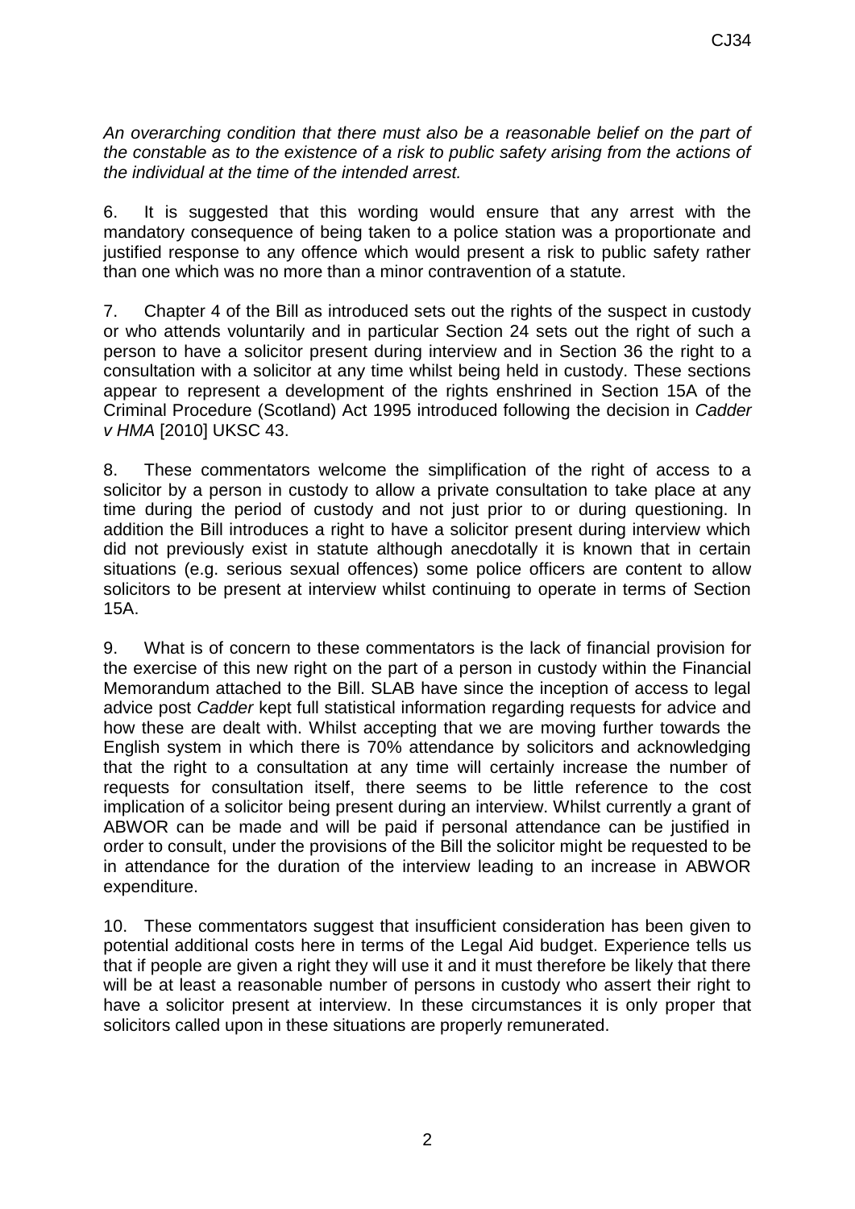*An overarching condition that there must also be a reasonable belief on the part of the constable as to the existence of a risk to public safety arising from the actions of the individual at the time of the intended arrest.*

6. It is suggested that this wording would ensure that any arrest with the mandatory consequence of being taken to a police station was a proportionate and justified response to any offence which would present a risk to public safety rather than one which was no more than a minor contravention of a statute.

7. Chapter 4 of the Bill as introduced sets out the rights of the suspect in custody or who attends voluntarily and in particular Section 24 sets out the right of such a person to have a solicitor present during interview and in Section 36 the right to a consultation with a solicitor at any time whilst being held in custody. These sections appear to represent a development of the rights enshrined in Section 15A of the Criminal Procedure (Scotland) Act 1995 introduced following the decision in *Cadder v HMA* [2010] UKSC 43.

8. These commentators welcome the simplification of the right of access to a solicitor by a person in custody to allow a private consultation to take place at any time during the period of custody and not just prior to or during questioning. In addition the Bill introduces a right to have a solicitor present during interview which did not previously exist in statute although anecdotally it is known that in certain situations (e.g. serious sexual offences) some police officers are content to allow solicitors to be present at interview whilst continuing to operate in terms of Section 15A.

9. What is of concern to these commentators is the lack of financial provision for the exercise of this new right on the part of a person in custody within the Financial Memorandum attached to the Bill. SLAB have since the inception of access to legal advice post *Cadder* kept full statistical information regarding requests for advice and how these are dealt with. Whilst accepting that we are moving further towards the English system in which there is 70% attendance by solicitors and acknowledging that the right to a consultation at any time will certainly increase the number of requests for consultation itself, there seems to be little reference to the cost implication of a solicitor being present during an interview. Whilst currently a grant of ABWOR can be made and will be paid if personal attendance can be justified in order to consult, under the provisions of the Bill the solicitor might be requested to be in attendance for the duration of the interview leading to an increase in ABWOR expenditure.

10. These commentators suggest that insufficient consideration has been given to potential additional costs here in terms of the Legal Aid budget. Experience tells us that if people are given a right they will use it and it must therefore be likely that there will be at least a reasonable number of persons in custody who assert their right to have a solicitor present at interview. In these circumstances it is only proper that solicitors called upon in these situations are properly remunerated.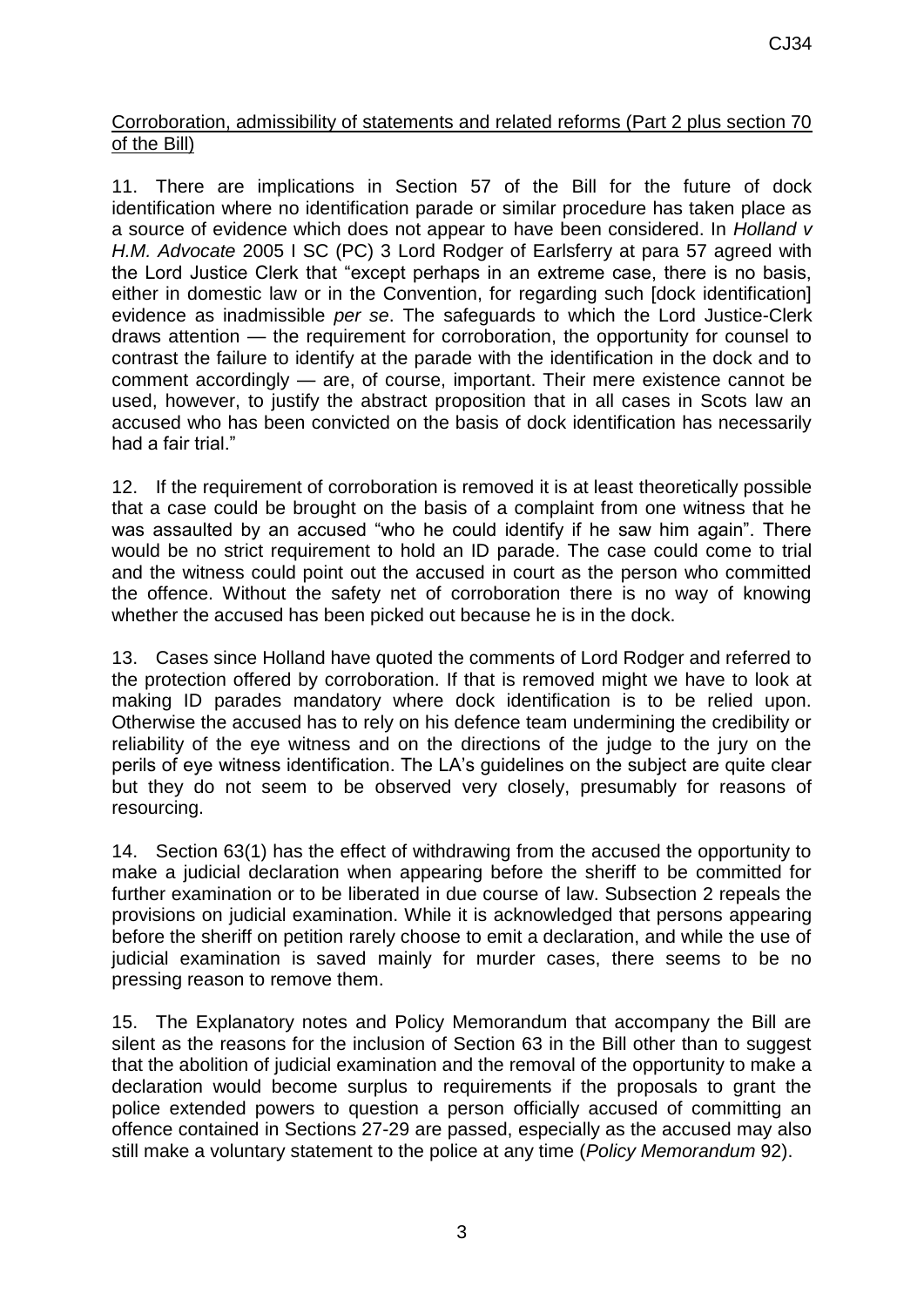<u>Corroboration, admissibility of statements and related reforms (Part 2 plus section 70 of the Bill)</u>

11. There are implications in Section 57 of the Bill for the future of dock identification where no identification parade or similar procedure has taken place as a source of evidence which does not appear to have been considered. In *Holland v H.M. Advocate* 2005 I SC (PC) 3 Lord Rodger of Earlsferry at para 57 agreed with the Lord Justice Clerk that "except perhaps in an extreme case, there is no basis, either in domestic law or in the Convention, for regarding such [dock identification] evidence as inadmissible *per se*. The safeguards to which the Lord Justice-Clerk draws attention — the requirement for corroboration, the opportunity for counsel to contrast the failure to identify at the parade with the identification in the dock and to comment accordingly — are, of course, important. Their mere existence cannot be used, however, to justify the abstract proposition that in all cases in Scots law an accused who has been convicted on the basis of dock identification has necessarily had a fair trial."

12. If the requirement of corroboration is removed it is at least theoretically possible that a case could be brought on the basis of a complaint from one witness that he was assaulted by an accused "who he could identify if he saw him again". There would be no strict requirement to hold an ID parade. The case could come to trial and the witness could point out the accused in court as the person who committed the offence. Without the safety net of corroboration there is no way of knowing whether the accused has been picked out because he is in the dock.

13. Cases since Holland have quoted the comments of Lord Rodger and referred to the protection offered by corroboration. If that is removed might we have to look at making ID parades mandatory where dock identification is to be relied upon. Otherwise the accused has to rely on his defence team undermining the credibility or reliability of the eye witness and on the directions of the judge to the jury on the perils of eye witness identification. The LA's guidelines on the subject are quite clear but they do not seem to be observed very closely, presumably for reasons of resourcing.

14. Section 63(1) has the effect of withdrawing from the accused the opportunity to make a judicial declaration when appearing before the sheriff to be committed for further examination or to be liberated in due course of law. Subsection 2 repeals the provisions on judicial examination. While it is acknowledged that persons appearing before the sheriff on petition rarely choose to emit a declaration, and while the use of judicial examination is saved mainly for murder cases, there seems to be no pressing reason to remove them.

15. The Explanatory notes and Policy Memorandum that accompany the Bill are silent as the reasons for the inclusion of Section 63 in the Bill other than to suggest that the abolition of judicial examination and the removal of the opportunity to make a declaration would become surplus to requirements if the proposals to grant the police extended powers to question a person officially accused of committing an offence contained in Sections 27-29 are passed, especially as the accused may also still make a voluntary statement to the police at any time (*Policy Memorandum* 92).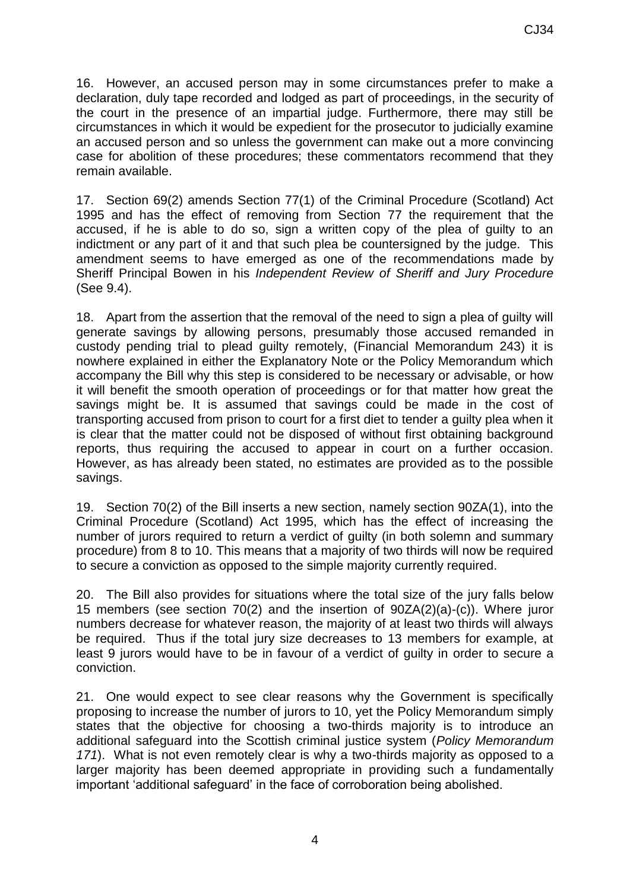16. However, an accused person may in some circumstances prefer to make a declaration, duly tape recorded and lodged as part of proceedings, in the security of the court in the presence of an impartial judge. Furthermore, there may still be circumstances in which it would be expedient for the prosecutor to judicially examine an accused person and so unless the government can make out a more convincing case for abolition of these procedures; these commentators recommend that they remain available.

17. Section 69(2) amends Section 77(1) of the Criminal Procedure (Scotland) Act 1995 and has the effect of removing from Section 77 the requirement that the accused, if he is able to do so, sign a written copy of the plea of guilty to an indictment or any part of it and that such plea be countersigned by the judge. This amendment seems to have emerged as one of the recommendations made by Sheriff Principal Bowen in his *Independent Review of Sheriff and Jury Procedure* (See 9.4).

18. Apart from the assertion that the removal of the need to sign a plea of guilty will generate savings by allowing persons, presumably those accused remanded in custody pending trial to plead guilty remotely, (Financial Memorandum 243) it is nowhere explained in either the Explanatory Note or the Policy Memorandum which accompany the Bill why this step is considered to be necessary or advisable, or how it will benefit the smooth operation of proceedings or for that matter how great the savings might be. It is assumed that savings could be made in the cost of transporting accused from prison to court for a first diet to tender a guilty plea when it is clear that the matter could not be disposed of without first obtaining background reports, thus requiring the accused to appear in court on a further occasion. However, as has already been stated, no estimates are provided as to the possible savings.

19. Section 70(2) of the Bill inserts a new section, namely section 90ZA(1), into the Criminal Procedure (Scotland) Act 1995, which has the effect of increasing the number of jurors required to return a verdict of guilty (in both solemn and summary procedure) from 8 to 10. This means that a majority of two thirds will now be required to secure a conviction as opposed to the simple majority currently required.

20. The Bill also provides for situations where the total size of the jury falls below 15 members (see section 70(2) and the insertion of 90ZA(2)(a)-(c)). Where juror numbers decrease for whatever reason, the majority of at least two thirds will always be required. Thus if the total jury size decreases to 13 members for example, at least 9 jurors would have to be in favour of a verdict of guilty in order to secure a conviction.

21. One would expect to see clear reasons why the Government is specifically proposing to increase the number of jurors to 10, yet the Policy Memorandum simply states that the objective for choosing a two-thirds majority is to introduce an additional safeguard into the Scottish criminal justice system (*Policy Memorandum 171*). What is not even remotely clear is why a two-thirds majority as opposed to a larger majority has been deemed appropriate in providing such a fundamentally important 'additional safeguard' in the face of corroboration being abolished.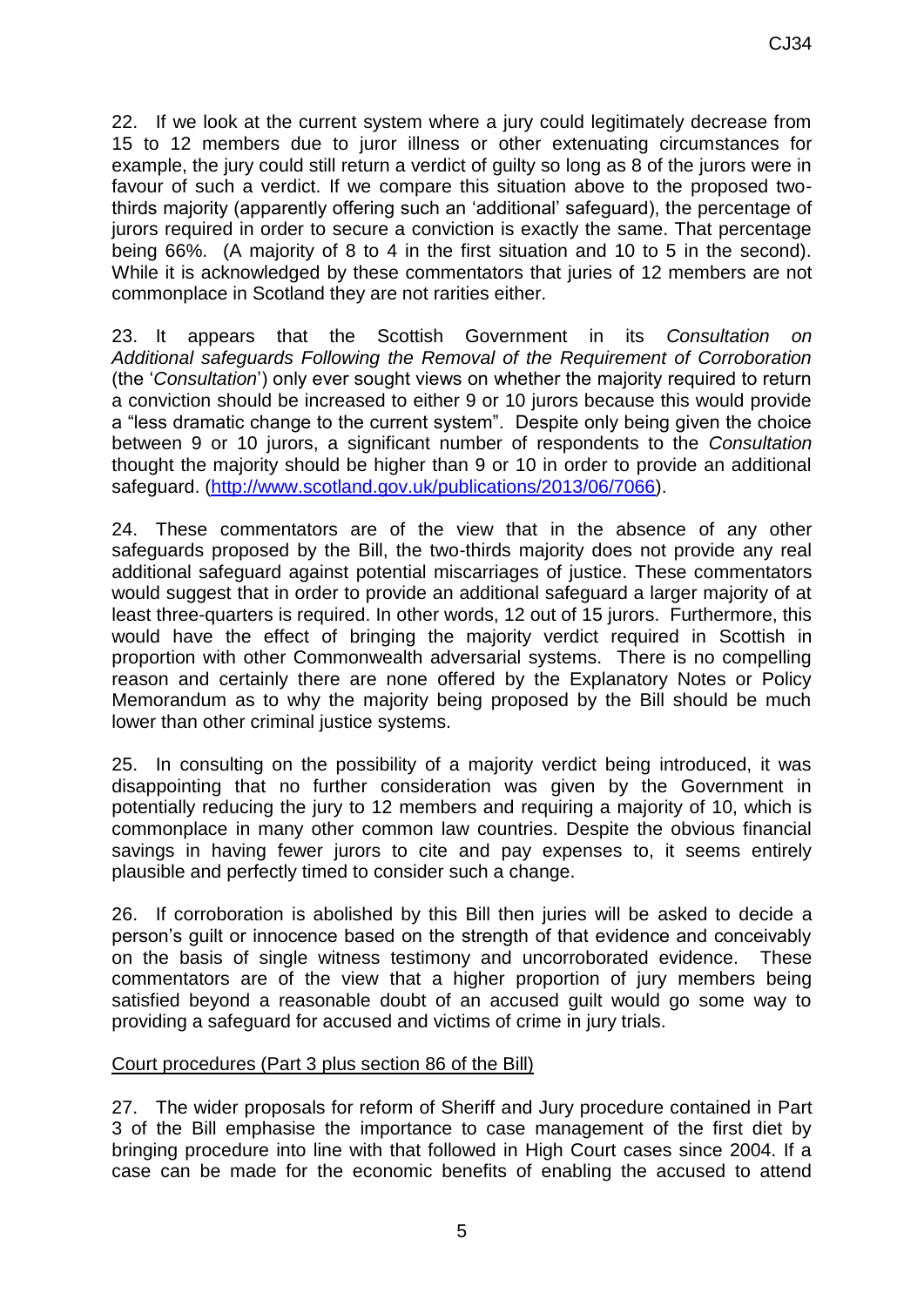22. If we look at the current system where a jury could legitimately decrease from 15 to 12 members due to juror illness or other extenuating circumstances for example, the jury could still return a verdict of guilty so long as 8 of the jurors were in favour of such a verdict. If we compare this situation above to the proposed two-thirds majority (apparently offering such an 'additional' safeguard), the percentage of jurors required in order to secure a conviction is exactly the same. That percentage being 66%. (A majority of 8 to 4 in the first situation and 10 to 5 in the second). While it is acknowledged by these commentators that juries of 12 members are not commonplace in Scotland they are not rarities either.

23. It appears that the Scottish Government in its *Consultation on Additional safeguards Following the Removal of the Requirement of Corroboration* (the '*Consultation*') only ever sought views on whether the majority required to return a conviction should be increased to either 9 or 10 jurors because this would provide a "less dramatic change to the current system". Despite only being given the choice between 9 or 10 jurors, a significant number of respondents to the *Consultation* thought the majority should be higher than 9 or 10 in order to provide an additional safeguard. (http://www.scotland.gov.uk/publications/2013/06/7066).

24. These commentators are of the view that in the absence of any other safeguards proposed by the Bill, the two-thirds majority does not provide any real additional safeguard against potential miscarriages of justice. These commentators would suggest that in order to provide an additional safeguard a larger majority of at least three-quarters is required. In other words, 12 out of 15 jurors. Furthermore, this would have the effect of bringing the majority verdict required in Scottish in proportion with other Commonwealth adversarial systems. There is no compelling reason and certainly there are none offered by the Explanatory Notes or Policy Memorandum as to why the majority being proposed by the Bill should be much lower than other criminal justice systems.

25. In consulting on the possibility of a majority verdict being introduced, it was disappointing that no further consideration was given by the Government in potentially reducing the jury to 12 members and requiring a majority of 10, which is commonplace in many other common law countries. Despite the obvious financial savings in having fewer jurors to cite and pay expenses to, it seems entirely plausible and perfectly timed to consider such a change.

26. If corroboration is abolished by this Bill then juries will be asked to decide a person's guilt or innocence based on the strength of that evidence and conceivably on the basis of single witness testimony and uncorroborated evidence. These commentators are of the view that a higher proportion of jury members being satisfied beyond a reasonable doubt of an accused guilt would go some way to providing a safeguard for accused and victims of crime in jury trials.

## Court procedures (Part 3 plus section 86 of the Bill)

27. The wider proposals for reform of Sheriff and Jury procedure contained in Part 3 of the Bill emphasise the importance to case management of the first diet by bringing procedure into line with that followed in High Court cases since 2004. If a case can be made for the economic benefits of enabling the accused to attend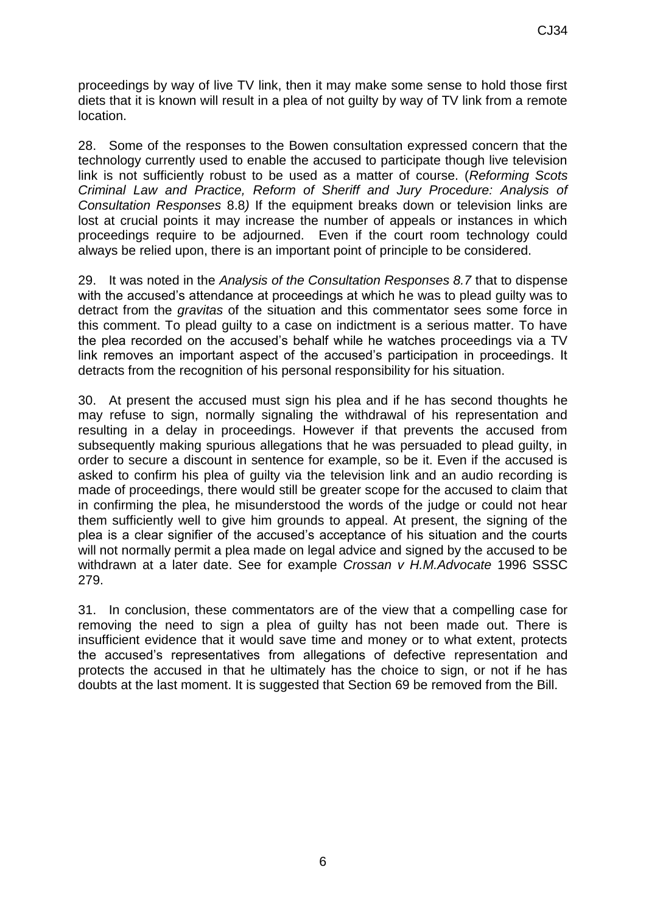proceedings by way of live TV link, then it may make some sense to hold those first diets that it is known will result in a plea of not guilty by way of TV link from a remote location.

28. Some of the responses to the Bowen consultation expressed concern that the technology currently used to enable the accused to participate though live television link is not sufficiently robust to be used as a matter of course. (*Reforming Scots Criminal Law and Practice, Reform of Sheriff and Jury Procedure: Analysis of Consultation Responses* 8.8*)* If the equipment breaks down or television links are lost at crucial points it may increase the number of appeals or instances in which proceedings require to be adjourned. Even if the court room technology could always be relied upon, there is an important point of principle to be considered.

29. It was noted in the *Analysis of the Consultation Responses 8.7* that to dispense with the accused's attendance at proceedings at which he was to plead guilty was to detract from the *gravitas* of the situation and this commentator sees some force in this comment. To plead guilty to a case on indictment is a serious matter. To have the plea recorded on the accused's behalf while he watches proceedings via a TV link removes an important aspect of the accused's participation in proceedings. It detracts from the recognition of his personal responsibility for his situation.

30. At present the accused must sign his plea and if he has second thoughts he may refuse to sign, normally signaling the withdrawal of his representation and resulting in a delay in proceedings. However if that prevents the accused from subsequently making spurious allegations that he was persuaded to plead guilty, in order to secure a discount in sentence for example, so be it. Even if the accused is asked to confirm his plea of guilty via the television link and an audio recording is made of proceedings, there would still be greater scope for the accused to claim that in confirming the plea, he misunderstood the words of the judge or could not hear them sufficiently well to give him grounds to appeal. At present, the signing of the plea is a clear signifier of the accused's acceptance of his situation and the courts will not normally permit a plea made on legal advice and signed by the accused to be withdrawn at a later date. See for example *Crossan v H.M.Advocate* 1996 SSSC 279.

31. In conclusion, these commentators are of the view that a compelling case for removing the need to sign a plea of guilty has not been made out. There is insufficient evidence that it would save time and money or to what extent, protects the accused's representatives from allegations of defective representation and protects the accused in that he ultimately has the choice to sign, or not if he has doubts at the last moment. It is suggested that Section 69 be removed from the Bill.